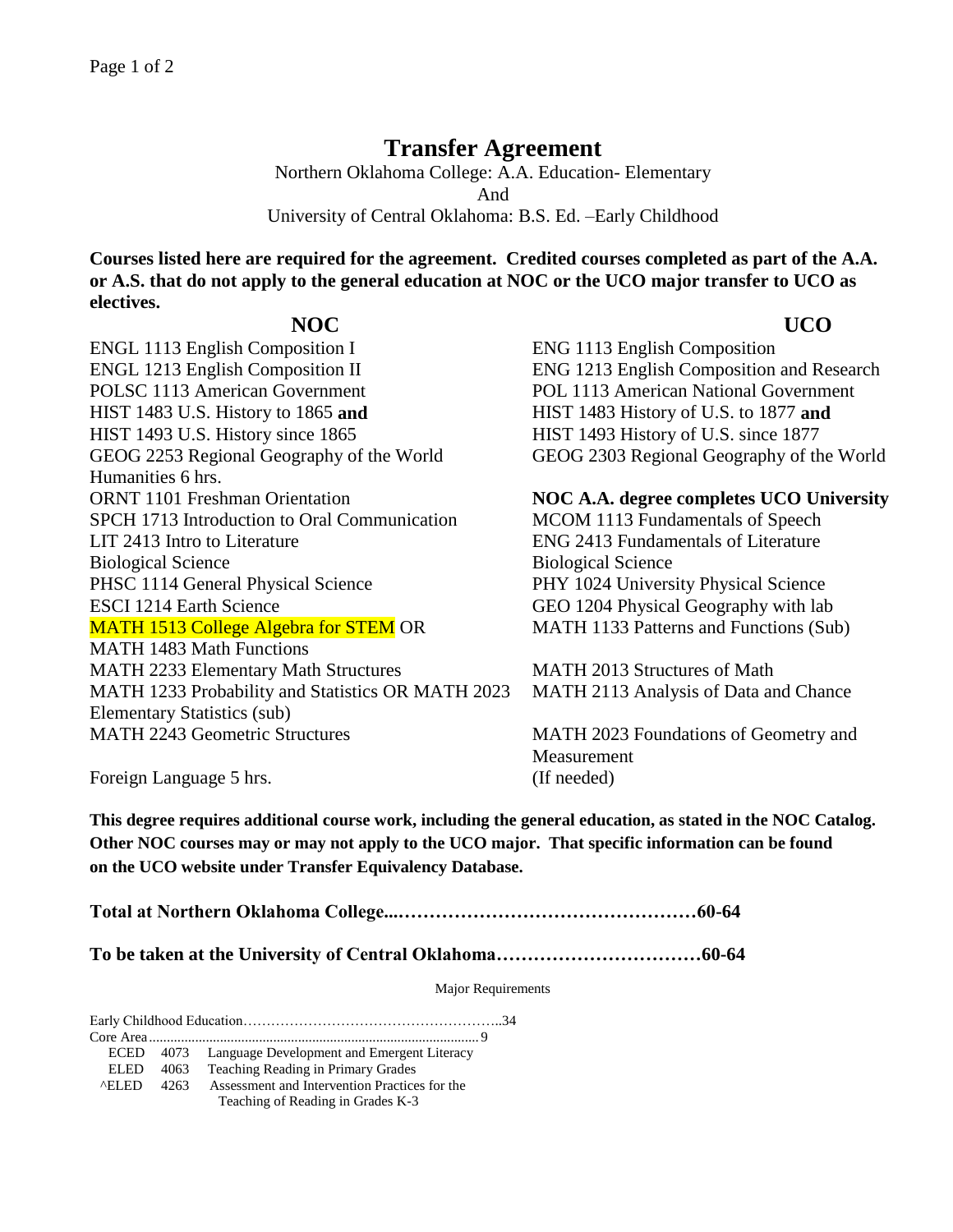# Transfer Agreement

Northern Oklahoma College: A.A. Education- Elementary
And
University of Central Oklahoma: B.S. Ed. –Early Childhood

**Courses listed here are required for the agreement. Credited courses completed as part of the A.A. or A.S. that do not apply to the general education at NOC or the UCO major transfer to UCO as electives.**

| NOC | UCO |
|---|---|
| ENGL 1113 English Composition I | ENG 1113 English Composition |
| ENGL 1213 English Composition II | ENG 1213 English Composition and Research |
| POLSC 1113 American Government | POL 1113 American National Government |
| HIST 1483 U.S. History to 1865 **and** | HIST 1483 History of U.S. to 1877 **and** |
| HIST 1493 U.S. History since 1865 | HIST 1493 History of U.S. since 1877 |
| GEOG 2253 Regional Geography of the World | GEOG 2303 Regional Geography of the World |
| Humanities 6 hrs. | |
| ORNT 1101 Freshman Orientation | **NOC A.A. degree completes UCO University** |
| SPCH 1713 Introduction to Oral Communication | MCOM 1113 Fundamentals of Speech |
| LIT 2413 Intro to Literature | ENG 2413 Fundamentals of Literature |
| Biological Science | Biological Science |
| PHSC 1114 General Physical Science | PHY 1024 University Physical Science |
| ESCI 1214 Earth Science | GEO 1204 Physical Geography with lab |
| MATH 1513 College Algebra for STEM OR MATH 1483 Math Functions | MATH 1133 Patterns and Functions (Sub) |
| MATH 2233 Elementary Math Structures | MATH 2013 Structures of Math |
| MATH 1233 Probability and Statistics OR MATH 2023 Elementary Statistics (sub) | MATH 2113 Analysis of Data and Chance |
| MATH 2243 Geometric Structures | MATH 2023 Foundations of Geometry and Measurement |
| Foreign Language 5 hrs. | (If needed) |

**This degree requires additional course work, including the general education, as stated in the NOC Catalog. Other NOC courses may or may not apply to the UCO major. That specific information can be found on the UCO website under Transfer Equivalency Database.**

**Total at Northern Oklahoma College....…………………………………………60-64**

**To be taken at the University of Central Oklahoma……………………………60-64**

Major Requirements

Early Childhood Education……………………………………………...34
Core Area..................................................................................................9

| | | |
|---|---|---|
| ECED | 4073 | Language Development and Emergent Literacy |
| ELED | 4063 | Teaching Reading in Primary Grades |
| ^ELED | 4263 | Assessment and Intervention Practices for the Teaching of Reading in Grades K-3 |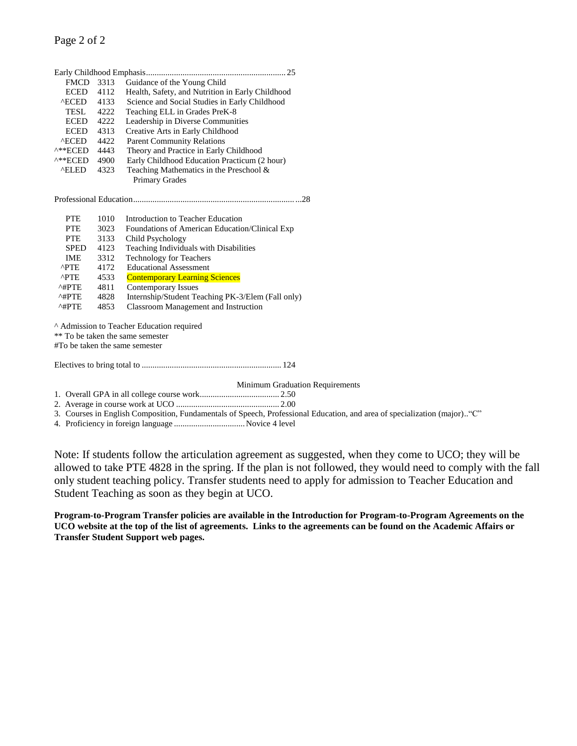Early Childhood Emphasis.................................................................25

| | | |
|---|---|---|
| FMCD | 3313 | Guidance of the Young Child |
| ECED | 4112 | Health, Safety, and Nutrition in Early Childhood |
| ^ECED | 4133 | Science and Social Studies in Early Childhood |
| TESL | 4222 | Teaching ELL in Grades PreK-8 |
| ECED | 4222 | Leadership in Diverse Communities |
| ECED | 4313 | Creative Arts in Early Childhood |
| ^ECED | 4422 | Parent Community Relations |
| ^**ECED | 4443 | Theory and Practice in Early Childhood |
| ^**ECED | 4900 | Early Childhood Education Practicum (2 hour) |
| ^ELED | 4323 | Teaching Mathematics in the Preschool & Primary Grades |

Professional Education.............................................................................28

| | | |
|---|---|---|
| PTE | 1010 | Introduction to Teacher Education |
| PTE | 3023 | Foundations of American Education/Clinical Exp |
| PTE | 3133 | Child Psychology |
| SPED | 4123 | Teaching Individuals with Disabilities |
| IME | 3312 | Technology for Teachers |
| ^PTE | 4172 | Educational Assessment |
| ^PTE | 4533 | Contemporary Learning Sciences |
| ^#PTE | 4811 | Contemporary Issues |
| ^#PTE | 4828 | Internship/Student Teaching PK-3/Elem (Fall only) |
| ^#PTE | 4853 | Classroom Management and Instruction |

^ Admission to Teacher Education required
** To be taken the same semester
#To be taken the same semester

Electives to bring total to .................................................................124

Minimum Graduation Requirements

1. Overall GPA in all college course work.....................................2.50
2. Average in course work at UCO ................................................2.00
3. Courses in English Composition, Fundamentals of Speech, Professional Education, and area of specialization (major).."C"
4. Proficiency in foreign language .................................Novice 4 level

Note: If students follow the articulation agreement as suggested, when they come to UCO; they will be allowed to take PTE 4828 in the spring. If the plan is not followed, they would need to comply with the fall only student teaching policy. Transfer students need to apply for admission to Teacher Education and Student Teaching as soon as they begin at UCO.

**Program-to-Program Transfer policies are available in the Introduction for Program-to-Program Agreements on the UCO website at the top of the list of agreements. Links to the agreements can be found on the Academic Affairs or Transfer Student Support web pages.**